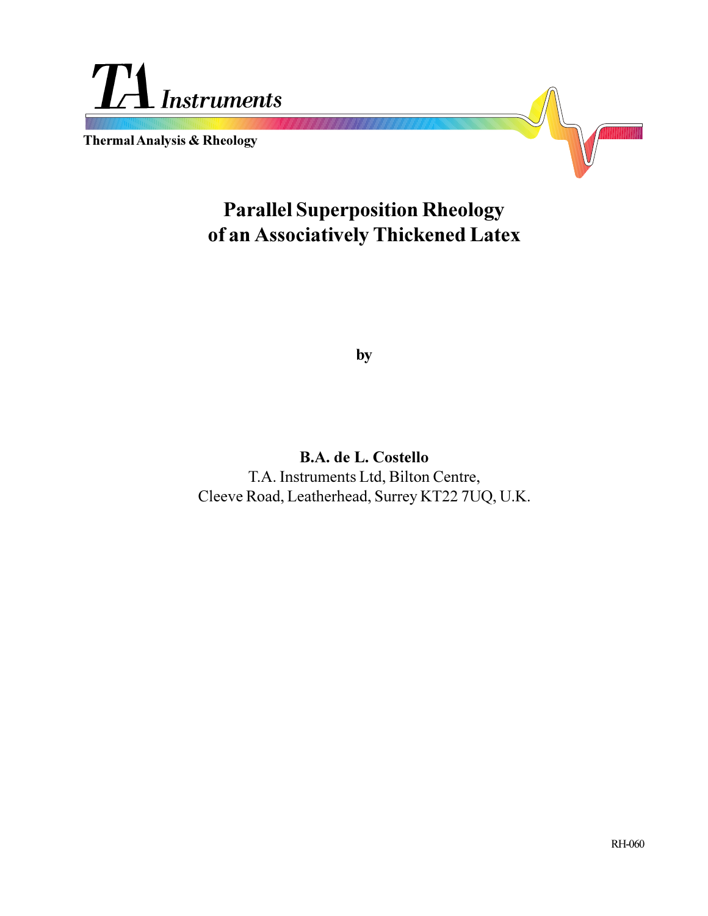TA Instruments

Thermal Analysis & Rheology

# Parallel Superposition Rheology of an Associatively Thickened Latex

by

**B.A. de L. Costello**

T.A. Instruments Ltd, Bilton Centre,
Cleeve Road, Leatherhead, Surrey KT22 7UQ, U.K.

RH-060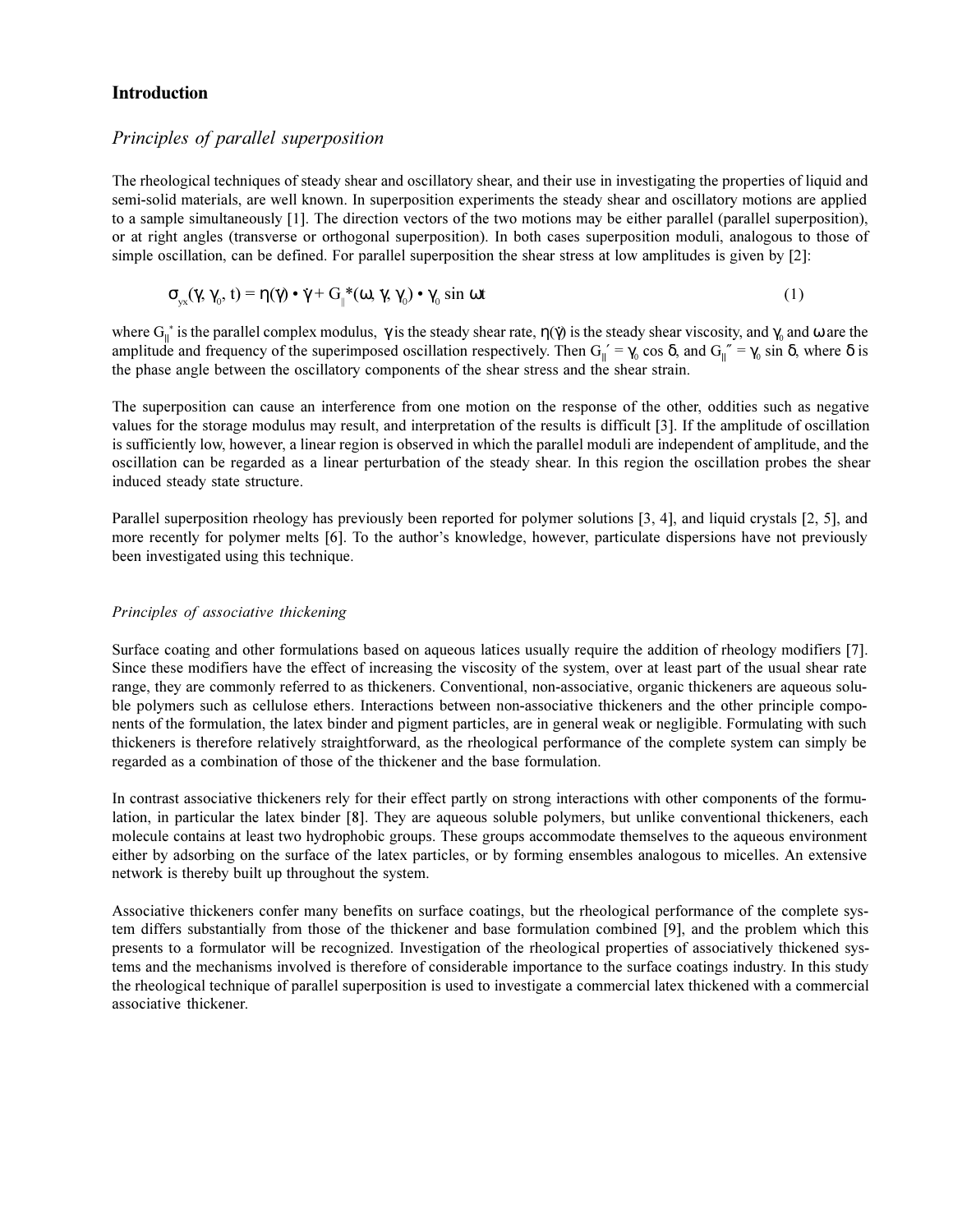## Introduction

### *Principles of parallel superposition*

The rheological techniques of steady shear and oscillatory shear, and their use in investigating the properties of liquid and semi-solid materials, are well known. In superposition experiments the steady shear and oscillatory motions are applied to a sample simultaneously [1]. The direction vectors of the two motions may be either parallel (parallel superposition), or at right angles (transverse or orthogonal superposition). In both cases superposition moduli, analogous to those of simple oscillation, can be defined. For parallel superposition the shear stress at low amplitudes is given by [2]:

$$\sigma_{yx}(\dot{\gamma}, \gamma_0, t) = \eta(\dot{\gamma}) \cdot \dot{\gamma} + G_{||}^*(\omega, \dot{\gamma}, \gamma_0) \cdot \gamma_0 \sin \omega t \qquad (1)$$

where $G_{||}^*$ is the parallel complex modulus, $\dot{\gamma}$ is the steady shear rate, $\eta(\dot{\gamma})$ is the steady shear viscosity, and $\gamma_0$ and $\omega$ are the amplitude and frequency of the superimposed oscillation respectively. Then $G_{||}' = \gamma_0 \cos \delta$, and $G_{||}'' = \gamma_0 \sin \delta$, where $\delta$ is the phase angle between the oscillatory components of the shear stress and the shear strain.

The superposition can cause an interference from one motion on the response of the other, oddities such as negative values for the storage modulus may result, and interpretation of the results is difficult [3]. If the amplitude of oscillation is sufficiently low, however, a linear region is observed in which the parallel moduli are independent of amplitude, and the oscillation can be regarded as a linear perturbation of the steady shear. In this region the oscillation probes the shear induced steady state structure.

Parallel superposition rheology has previously been reported for polymer solutions [3, 4], and liquid crystals [2, 5], and more recently for polymer melts [6]. To the author's knowledge, however, particulate dispersions have not previously been investigated using this technique.

### *Principles of associative thickening*

Surface coating and other formulations based on aqueous latices usually require the addition of rheology modifiers [7]. Since these modifiers have the effect of increasing the viscosity of the system, over at least part of the usual shear rate range, they are commonly referred to as thickeners. Conventional, non-associative, organic thickeners are aqueous soluble polymers such as cellulose ethers. Interactions between non-associative thickeners and the other principle components of the formulation, the latex binder and pigment particles, are in general weak or negligible. Formulating with such thickeners is therefore relatively straightforward, as the rheological performance of the complete system can simply be regarded as a combination of those of the thickener and the base formulation.

In contrast associative thickeners rely for their effect partly on strong interactions with other components of the formulation, in particular the latex binder [8]. They are aqueous soluble polymers, but unlike conventional thickeners, each molecule contains at least two hydrophobic groups. These groups accommodate themselves to the aqueous environment either by adsorbing on the surface of the latex particles, or by forming ensembles analogous to micelles. An extensive network is thereby built up throughout the system.

Associative thickeners confer many benefits on surface coatings, but the rheological performance of the complete system differs substantially from those of the thickener and base formulation combined [9], and the problem which this presents to a formulator will be recognized. Investigation of the rheological properties of associatively thickened systems and the mechanisms involved is therefore of considerable importance to the surface coatings industry. In this study the rheological technique of parallel superposition is used to investigate a commercial latex thickened with a commercial associative thickener.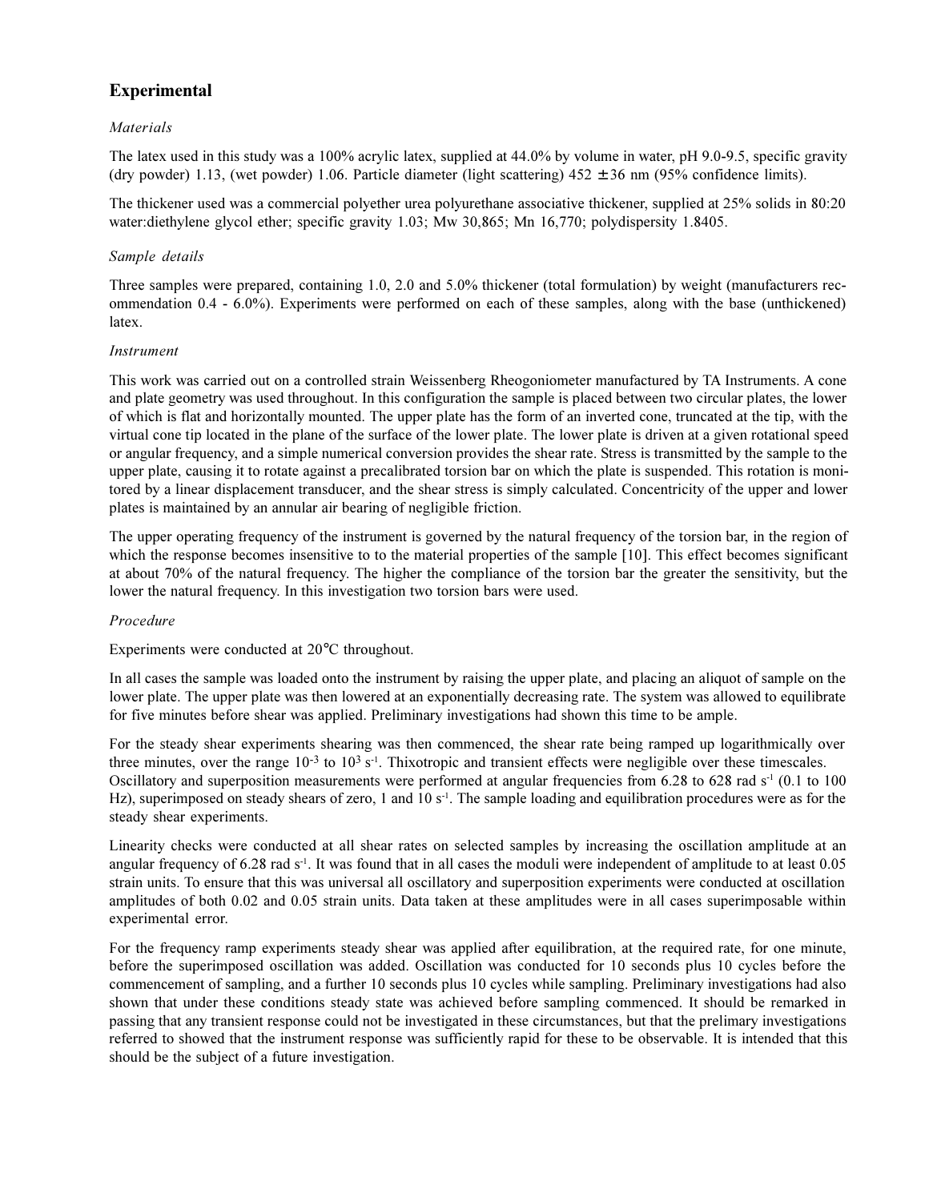## Experimental

*Materials*

The latex used in this study was a 100% acrylic latex, supplied at 44.0% by volume in water, pH 9.0-9.5, specific gravity (dry powder) 1.13, (wet powder) 1.06. Particle diameter (light scattering) 452 ± 36 nm (95% confidence limits).

The thickener used was a commercial polyether urea polyurethane associative thickener, supplied at 25% solids in 80:20 water:diethylene glycol ether; specific gravity 1.03; Mw 30,865; Mn 16,770; polydispersity 1.8405.

*Sample details*

Three samples were prepared, containing 1.0, 2.0 and 5.0% thickener (total formulation) by weight (manufacturers recommendation 0.4 - 6.0%). Experiments were performed on each of these samples, along with the base (unthickened) latex.

*Instrument*

This work was carried out on a controlled strain Weissenberg Rheogoniometer manufactured by TA Instruments. A cone and plate geometry was used throughout. In this configuration the sample is placed between two circular plates, the lower of which is flat and horizontally mounted. The upper plate has the form of an inverted cone, truncated at the tip, with the virtual cone tip located in the plane of the surface of the lower plate. The lower plate is driven at a given rotational speed or angular frequency, and a simple numerical conversion provides the shear rate. Stress is transmitted by the sample to the upper plate, causing it to rotate against a precalibrated torsion bar on which the plate is suspended. This rotation is monitored by a linear displacement transducer, and the shear stress is simply calculated. Concentricity of the upper and lower plates is maintained by an annular air bearing of negligible friction.

The upper operating frequency of the instrument is governed by the natural frequency of the torsion bar, in the region of which the response becomes insensitive to to the material properties of the sample [10]. This effect becomes significant at about 70% of the natural frequency. The higher the compliance of the torsion bar the greater the sensitivity, but the lower the natural frequency. In this investigation two torsion bars were used.

*Procedure*

Experiments were conducted at 20°C throughout.

In all cases the sample was loaded onto the instrument by raising the upper plate, and placing an aliquot of sample on the lower plate. The upper plate was then lowered at an exponentially decreasing rate. The system was allowed to equilibrate for five minutes before shear was applied. Preliminary investigations had shown this time to be ample.

For the steady shear experiments shearing was then commenced, the shear rate being ramped up logarithmically over three minutes, over the range $10^{-3}$ to $10^{3}$ $s^{-1}$. Thixotropic and transient effects were negligible over these timescales. Oscillatory and superposition measurements were performed at angular frequencies from 6.28 to 628 rad $s^{-1}$ (0.1 to 100 Hz), superimposed on steady shears of zero, 1 and 10 $s^{-1}$. The sample loading and equilibration procedures were as for the steady shear experiments.

Linearity checks were conducted at all shear rates on selected samples by increasing the oscillation amplitude at an angular frequency of 6.28 rad $s^{-1}$. It was found that in all cases the moduli were independent of amplitude to at least 0.05 strain units. To ensure that this was universal all oscillatory and superposition experiments were conducted at oscillation amplitudes of both 0.02 and 0.05 strain units. Data taken at these amplitudes were in all cases superimposable within experimental error.

For the frequency ramp experiments steady shear was applied after equilibration, at the required rate, for one minute, before the superimposed oscillation was added. Oscillation was conducted for 10 seconds plus 10 cycles before the commencement of sampling, and a further 10 seconds plus 10 cycles while sampling. Preliminary investigations had also shown that under these conditions steady state was achieved before sampling commenced. It should be remarked in passing that any transient response could not be investigated in these circumstances, but that the prelimary investigations referred to showed that the instrument response was sufficiently rapid for these to be observable. It is intended that this should be the subject of a future investigation.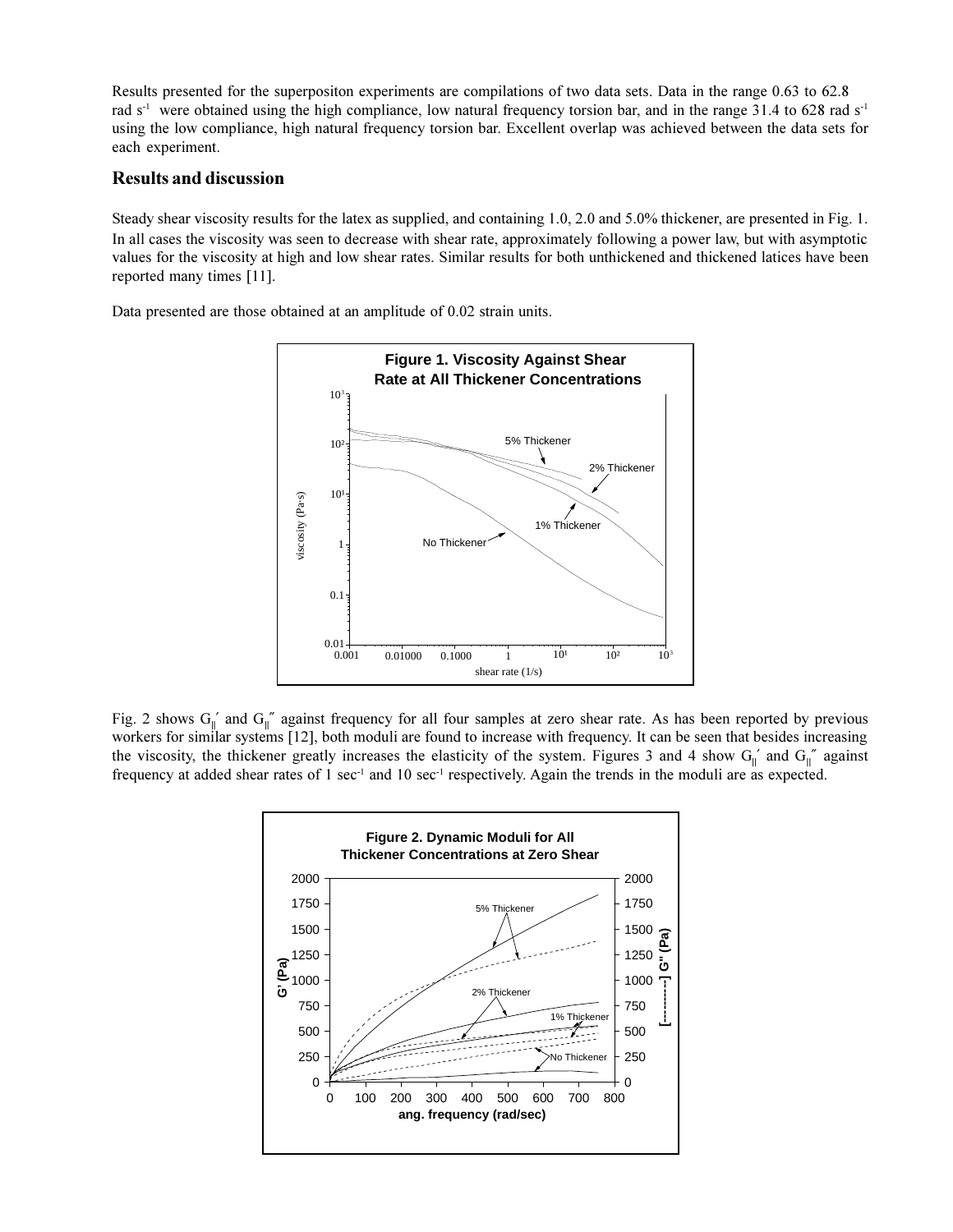Results presented for the superpositon experiments are compilations of two data sets. Data in the range 0.63 to 62.8 rad $s^{-1}$ were obtained using the high compliance, low natural frequency torsion bar, and in the range 31.4 to 628 rad $s^{-1}$ using the low compliance, high natural frequency torsion bar. Excellent overlap was achieved between the data sets for each experiment.

## Results and discussion

Steady shear viscosity results for the latex as supplied, and containing 1.0, 2.0 and 5.0% thickener, are presented in Fig. 1. In all cases the viscosity was seen to decrease with shear rate, approximately following a power law, but with asymptotic values for the viscosity at high and low shear rates. Similar results for both unthickened and thickened latices have been reported many times [11].

Data presented are those obtained at an amplitude of 0.02 strain units.

**Figure 1. Viscosity Against Shear Rate at All Thickener Concentrations**

Fig. 2 shows $G_{||}'$ and $G_{||}''$ against frequency for all four samples at zero shear rate. As has been reported by previous workers for similar systems [12], both moduli are found to increase with frequency. It can be seen that besides increasing the viscosity, the thickener greatly increases the elasticity of the system. Figures 3 and 4 show $G_{||}'$ and $G_{||}''$ against frequency at added shear rates of 1 $sec^{-1}$ and 10 $sec^{-1}$ respectively. Again the trends in the moduli are as expected.

**Figure 2. Dynamic Moduli for All Thickener Concentrations at Zero Shear**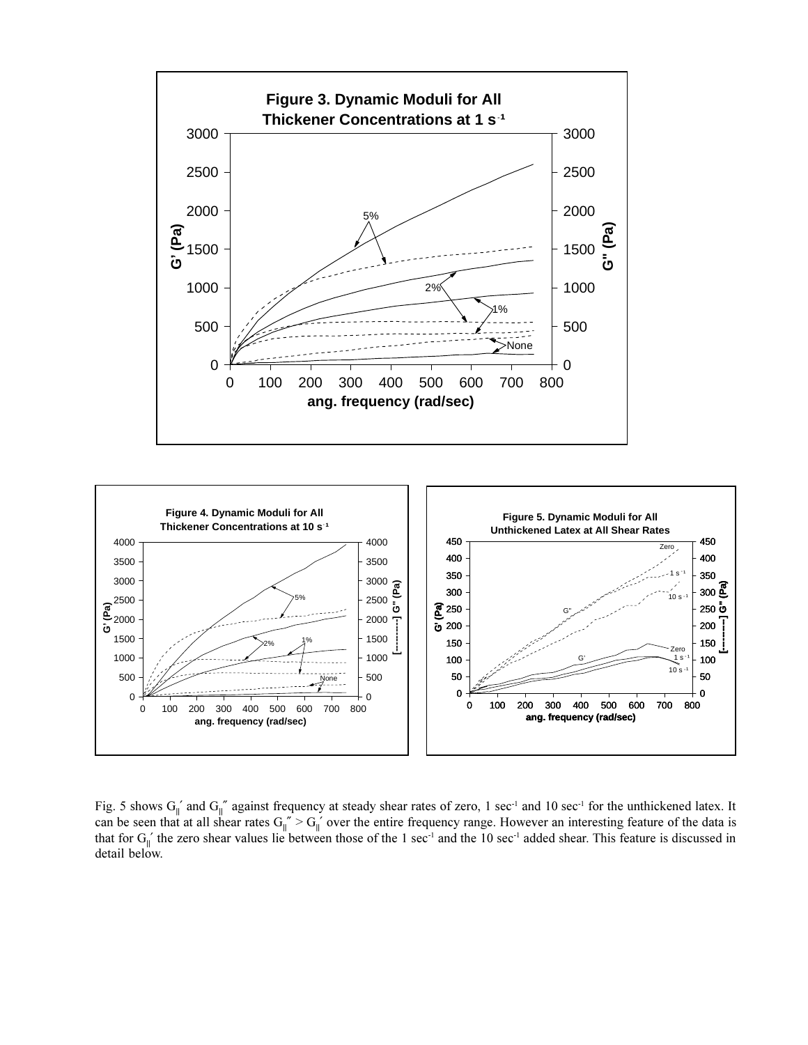**Figure 3. Dynamic Moduli for All Thickener Concentrations at 1 s⁻¹**

**Figure 4. Dynamic Moduli for All Thickener Concentrations at 10 s⁻¹**

**Figure 5. Dynamic Moduli for All Unthickened Latex at All Shear Rates**

Fig. 5 shows $G_{||}'$ and $G_{||}''$ against frequency at steady shear rates of zero, 1 sec$^{-1}$ and 10 sec$^{-1}$ for the unthickened latex. It can be seen that at all shear rates $G_{||}'' > G_{||}'$ over the entire frequency range. However an interesting feature of the data is that for $G_{||}'$ the zero shear values lie between those of the 1 sec$^{-1}$ and the 10 sec$^{-1}$ added shear. This feature is discussed in detail below.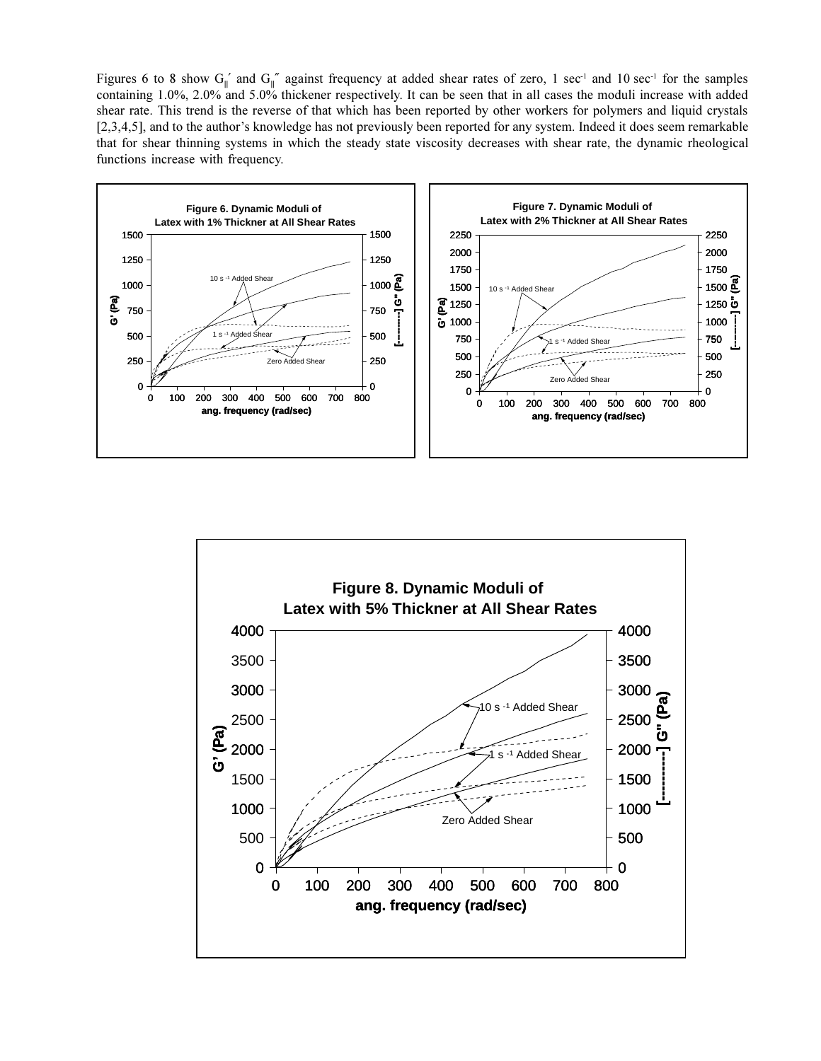Figures 6 to 8 show $G_{\|}'$ and $G_{\|}''$ against frequency at added shear rates of zero, 1 sec$^{-1}$ and 10 sec$^{-1}$ for the samples containing 1.0%, 2.0% and 5.0% thickener respectively. It can be seen that in all cases the moduli increase with added shear rate. This trend is the reverse of that which has been reported by other workers for polymers and liquid crystals [2,3,4,5], and to the author's knowledge has not previously been reported for any system. Indeed it does seem remarkable that for shear thinning systems in which the steady state viscosity decreases with shear rate, the dynamic rheological functions increase with frequency.

**Figure 6. Dynamic Moduli of Latex with 1% Thickner at All Shear Rates**

**Figure 7. Dynamic Moduli of Latex with 2% Thickner at All Shear Rates**

**Figure 8. Dynamic Moduli of Latex with 5% Thickner at All Shear Rates**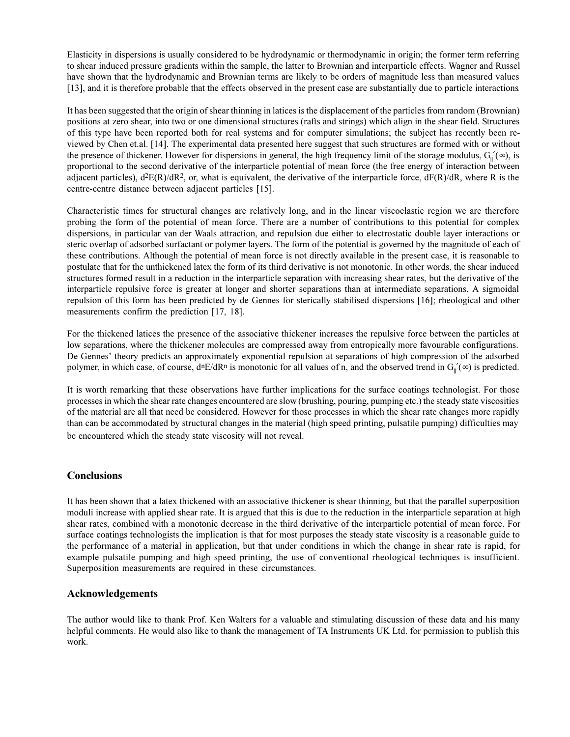Elasticity in dispersions is usually considered to be hydrodynamic or thermodynamic in origin; the former term referring to shear induced pressure gradients within the sample, the latter to Brownian and interparticle effects. Wagner and Russel have shown that the hydrodynamic and Brownian terms are likely to be orders of magnitude less than measured values [13], and it is therefore probable that the effects observed in the present case are substantially due to particle interactions

It has been suggested that the origin of shear thinning in latices is the displacement of the particles from random (Brownian) positions at zero shear, into two or one dimensional structures (rafts and strings) which align in the shear field. Structures of this type have been reported both for real systems and for computer simulations; the subject has recently been reviewed by Chen et.al. [14]. The experimental data presented here suggest that such structures are formed with or without the presence of thickener. However for dispersions in general, the high frequency limit of the storage modulus, $G_{||}'(\infty)$, is proportional to the second derivative of the interparticle potential of mean force (the free energy of interaction between adjacent particles), $d^2E(R)/dR^2$, or, what is equivalent, the derivative of the interparticle force, $dF(R)/dR$, where R is the centre-centre distance between adjacent particles [15].

Characteristic times for structural changes are relatively long, and in the linear viscoelastic region we are therefore probing the form of the potential of mean force. There are a number of contributions to this potential for complex dispersions, in particular van der Waals attraction, and repulsion due either to electrostatic double layer interactions or steric overlap of adsorbed surfactant or polymer layers. The form of the potential is governed by the magnitude of each of these contributions. Although the potential of mean force is not directly available in the present case, it is reasonable to postulate that for the unthickened latex the form of its third derivative is not monotonic. In other words, the shear induced structures formed result in a reduction in the interparticle separation with increasing shear rates, but the derivative of the interparticle repulsive force is greater at longer and shorter separations than at intermediate separations. A sigmoidal repulsion of this form has been predicted by de Gennes for sterically stabilised dispersions [16]; rheological and other measurements confirm the prediction [17, 18].

For the thickened latices the presence of the associative thickener increases the repulsive force between the particles at low separations, where the thickener molecules are compressed away from entropically more favourable configurations. De Gennes' theory predicts an approximately exponential repulsion at separations of high compression of the adsorbed polymer, in which case, of course, $d^nE/dR^n$ is monotonic for all values of n, and the observed trend in $G_{||}'(\infty)$ is predicted.

It is worth remarking that these observations have further implications for the surface coatings technologist. For those processes in which the shear rate changes encountered are slow (brushing, pouring, pumping etc.) the steady state viscosities of the material are all that need be considered. However for those processes in which the shear rate changes more rapidly than can be accommodated by structural changes in the material (high speed printing, pulsatile pumping) difficulties may be encountered which the steady state viscosity will not reveal.

## Conclusions

It has been shown that a latex thickened with an associative thickener is shear thinning, but that the parallel superposition moduli increase with applied shear rate. It is argued that this is due to the reduction in the interparticle separation at high shear rates, combined with a monotonic decrease in the third derivative of the interparticle potential of mean force. For surface coatings technologists the implication is that for most purposes the steady state viscosity is a reasonable guide to the performance of a material in application, but that under conditions in which the change in shear rate is rapid, for example pulsatile pumping and high speed printing, the use of conventional rheological techniques is insufficient. Superposition measurements are required in these circumstances.

## Acknowledgements

The author would like to thank Prof. Ken Walters for a valuable and stimulating discussion of these data and his many helpful comments. He would also like to thank the management of TA Instruments UK Ltd. for permission to publish this work.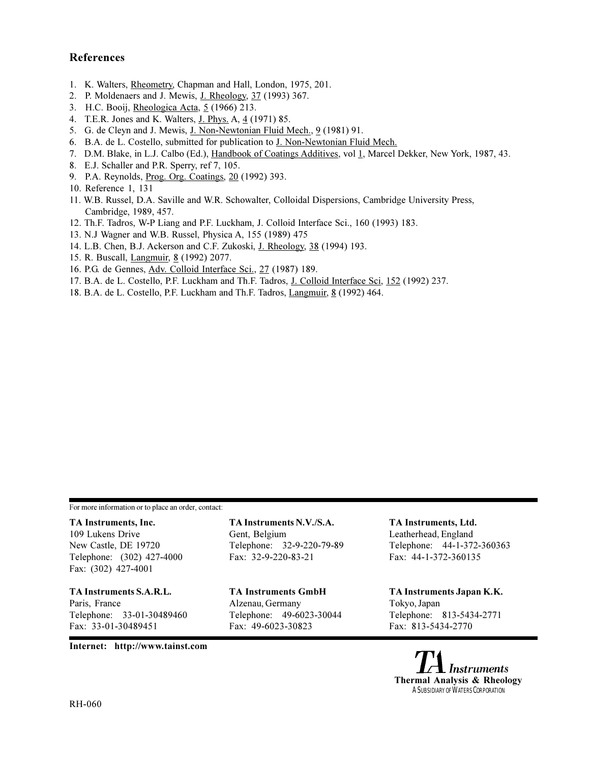## References

1. K. Walters, Rheometry, Chapman and Hall, London, 1975, 201.
2. P. Moldenaers and J. Mewis, J. Rheology, 37 (1993) 367.
3. H.C. Booij, Rheologica Acta, 5 (1966) 213.
4. T.E.R. Jones and K. Walters, J. Phys. A, 4 (1971) 85.
5. G. de Cleyn and J. Mewis, J. Non-Newtonian Fluid Mech., 9 (1981) 91.
6. B.A. de L. Costello, submitted for publication to J. Non-Newtonian Fluid Mech.
7. D.M. Blake, in L.J. Calbo (Ed.), Handbook of Coatings Additives, vol 1, Marcel Dekker, New York, 1987, 43.
8. E.J. Schaller and P.R. Sperry, ref 7, 105.
9. P.A. Reynolds, Prog. Org. Coatings, 20 (1992) 393.
10. Reference 1, 131
11. W.B. Russel, D.A. Saville and W.R. Schowalter, Colloidal Dispersions, Cambridge University Press, Cambridge, 1989, 457.
12. Th.F. Tadros, W-P Liang and P.F. Luckham, J. Colloid Interface Sci., 160 (1993) 183.
13. N.J Wagner and W.B. Russel, Physica A, 155 (1989) 475
14. L.B. Chen, B.J. Ackerson and C.F. Zukoski, J. Rheology, 38 (1994) 193.
15. R. Buscall, Langmuir, 8 (1992) 2077.
16. P.G. de Gennes, Adv. Colloid Interface Sci., 27 (1987) 189.
17. B.A. de L. Costello, P.F. Luckham and Th.F. Tadros, J. Colloid Interface Sci, 152 (1992) 237.
18. B.A. de L. Costello, P.F. Luckham and Th.F. Tadros, Langmuir, 8 (1992) 464.

For more information or to place an order, contact:

**TA Instruments, Inc.**
109 Lukens Drive
New Castle, DE 19720
Telephone: (302) 427-4000
Fax: (302) 427-4001

**TA Instruments N.V./S.A.**
Gent, Belgium
Telephone: 32-9-220-79-89
Fax: 32-9-220-83-21

**TA Instruments, Ltd.**
Leatherhead, England
Telephone: 44-1-372-360363
Fax: 44-1-372-360135

**TA Instruments S.A.R.L.**
Paris, France
Telephone: 33-01-30489460
Fax: 33-01-30489451

**TA Instruments GmbH**
Alzenau, Germany
Telephone: 49-6023-30044
Fax: 49-6023-30823

**TA Instruments Japan K.K.**
Tokyo, Japan
Telephone: 813-5434-2771
Fax: 813-5434-2770

**Internet: http://www.tainst.com**

TA Instruments
**Thermal Analysis & Rheology**
A SUBSIDIARY OF WATERS CORPORATION

RH-060